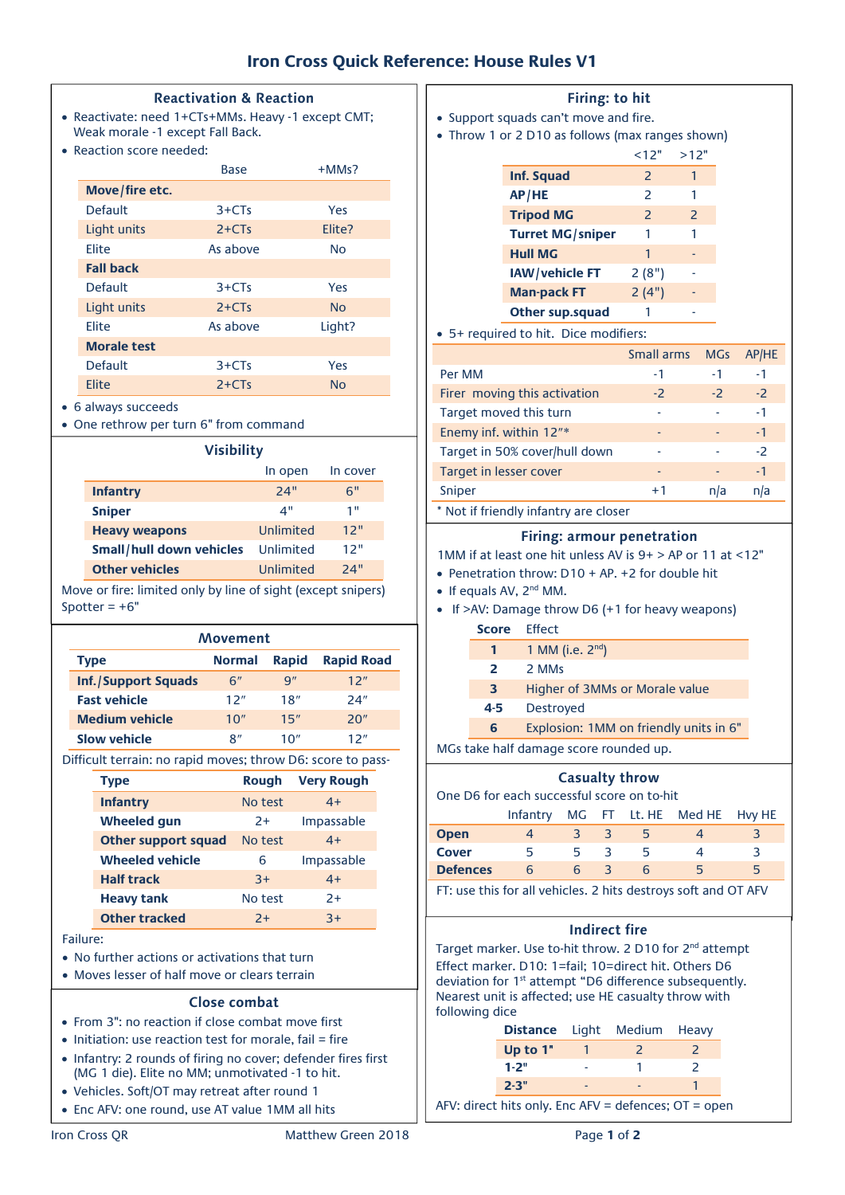# Iron Cross Quick Reference: House Rules V1

## Reactivation & Reaction

- Reactivate: need 1+CTs+MMs. Heavy -1 except CMT; Weak morale -1 except Fall Back.
- Reaction score needed:

| | Base | +MMs? |
|---|---|---|
| **Move/fire etc.** | | |
| Default | 3+CTs | Yes |
| Light units | 2+CTs | Elite? |
| Elite | As above | No |
| **Fall back** | | |
| Default | 3+CTs | Yes |
| Light units | 2+CTs | No |
| Elite | As above | Light? |
| **Morale test** | | |
| Default | 3+CTs | Yes |
| Elite | 2+CTs | No |

- 6 always succeeds
- One rethrow per turn 6" from command

## Visibility

| | In open | In cover |
|---|---|---|
| **Infantry** | 24" | 6" |
| **Sniper** | 4" | 1" |
| **Heavy weapons** | Unlimited | 12" |
| **Small/hull down vehicles** | Unlimited | 12" |
| **Other vehicles** | Unlimited | 24" |

Move or fire: limited only by line of sight (except snipers)
Spotter = +6"

## Movement

| Type | Normal | Rapid | Rapid Road |
|---|---|---|---|
| **Inf./Support Squads** | 6″ | 9″ | 12″ |
| **Fast vehicle** | 12″ | 18″ | 24″ |
| **Medium vehicle** | 10″ | 15″ | 20″ |
| **Slow vehicle** | 8″ | 10″ | 12″ |

Difficult terrain: no rapid moves; throw D6: score to pass-

| Type | Rough | Very Rough |
|---|---|---|
| **Infantry** | No test | 4+ |
| **Wheeled gun** | 2+ | Impassable |
| **Other support squad** | No test | 4+ |
| **Wheeled vehicle** | 6 | Impassable |
| **Half track** | 3+ | 4+ |
| **Heavy tank** | No test | 2+ |
| **Other tracked** | 2+ | 3+ |

Failure:

- No further actions or activations that turn
- Moves lesser of half move or clears terrain

## Close combat

- From 3": no reaction if close combat move first
- Initiation: use reaction test for morale, fail = fire
- Infantry: 2 rounds of firing no cover; defender fires first (MG 1 die). Elite no MM; unmotivated -1 to hit.
- Vehicles. Soft/OT may retreat after round 1
- Enc AFV: one round, use AT value 1MM all hits

## Firing: to hit

- Support squads can't move and fire.
- Throw 1 or 2 D10 as follows (max ranges shown)

| | <12" | >12" |
|---|---|---|
| **Inf. Squad** | 2 | 1 |
| **AP/HE** | 2 | 1 |
| **Tripod MG** | 2 | 2 |
| **Turret MG/sniper** | 1 | 1 |
| **Hull MG** | 1 | - |
| **IAW/vehicle FT** | 2 (8") | - |
| **Man-pack FT** | 2 (4") | - |
| **Other sup.squad** | 1 | - |

- 5+ required to hit. Dice modifiers:

| | Small arms | MGs | AP/HE |
|---|---|---|---|
| Per MM | -1 | -1 | -1 |
| Firer moving this activation | -2 | -2 | -2 |
| Target moved this turn | - | - | -1 |
| Enemy inf. within 12"* | - | - | -1 |
| Target in 50% cover/hull down | - | - | -2 |
| Target in lesser cover | - | - | -1 |
| Sniper | +1 | n/a | n/a |

\* Not if friendly infantry are closer

## Firing: armour penetration

1MM if at least one hit unless AV is 9+ > AP or 11 at <12"

- Penetration throw: D10 + AP. +2 for double hit
- If equals AV, 2nd MM.
- If >AV: Damage throw D6 (+1 for heavy weapons)

| Score | Effect |
|---|---|
| **1** | 1 MM (i.e. 2nd) |
| **2** | 2 MMs |
| **3** | Higher of 3MMs or Morale value |
| **4-5** | Destroyed |
| **6** | Explosion: 1MM on friendly units in 6" |

MGs take half damage score rounded up.

## Casualty throw

One D6 for each successful score on to-hit

| | Infantry | MG | FT | Lt. HE | Med HE | Hvy HE |
|---|---|---|---|---|---|---|
| **Open** | 4 | 3 | 3 | 5 | 4 | 3 |
| **Cover** | 5 | 5 | 3 | 5 | 4 | 3 |
| **Defences** | 6 | 6 | 3 | 6 | 5 | 5 |

FT: use this for all vehicles. 2 hits destroys soft and OT AFV

## Indirect fire

Target marker. Use to-hit throw. 2 D10 for 2nd attempt
Effect marker. D10: 1=fail; 10=direct hit. Others D6 deviation for 1st attempt "D6 difference subsequently.
Nearest unit is affected; use HE casualty throw with following dice

| Distance | Light | Medium | Heavy |
|---|---|---|---|
| **Up to 1"** | 1 | 2 | 2 |
| **1-2"** | - | 1 | 2 |
| **2-3"** | - | - | 1 |

AFV: direct hits only. Enc AFV = defences; OT = open

Iron Cross QR Matthew Green 2018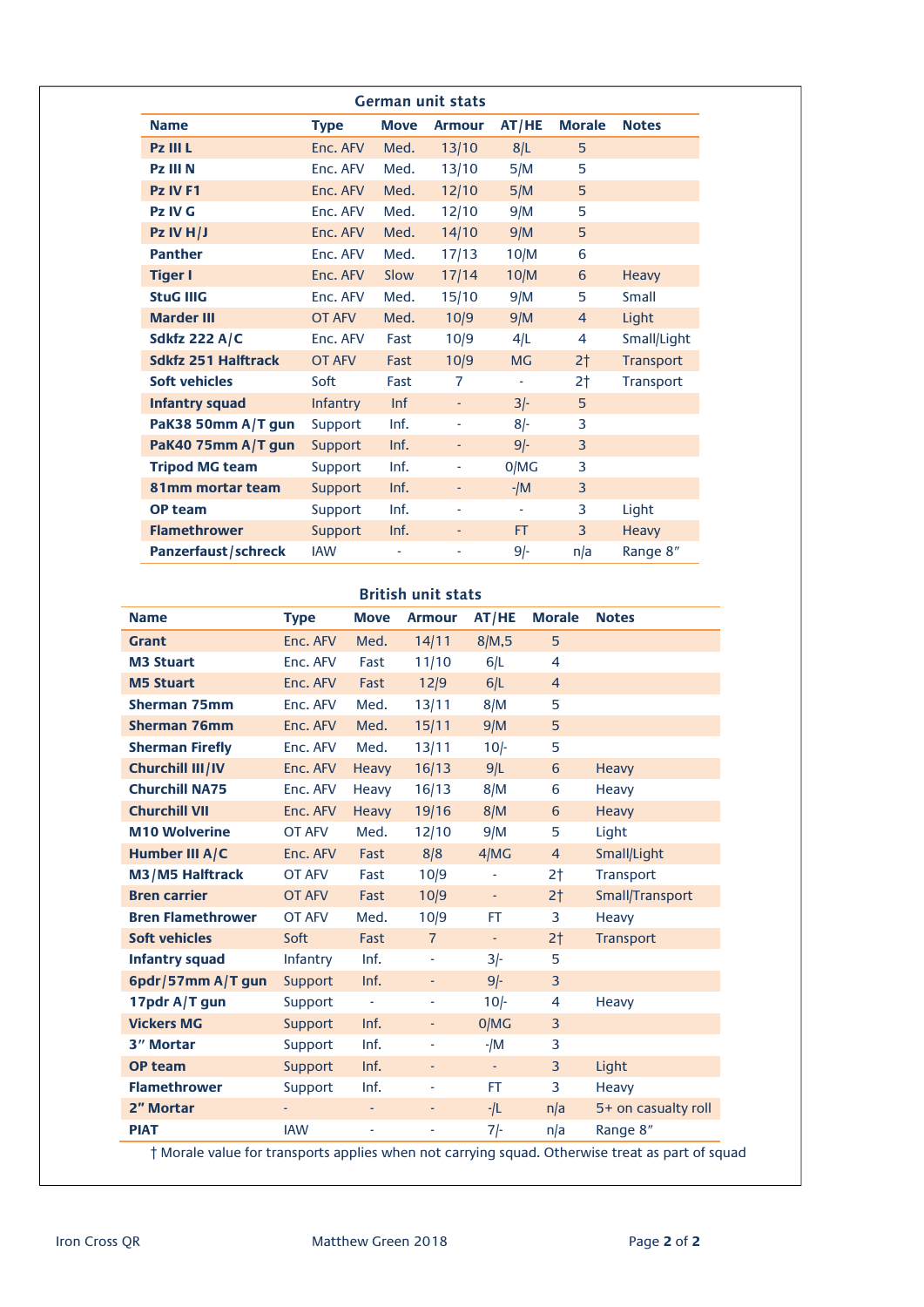## German unit stats

| Name | Type | Move | Armour | AT/HE | Morale | Notes |
|---|---|---|---|---|---|---|
| **Pz III L** | Enc. AFV | Med. | 13/10 | 8/L | 5 | |
| **Pz III N** | Enc. AFV | Med. | 13/10 | 5/M | 5 | |
| **Pz IV F1** | Enc. AFV | Med. | 12/10 | 5/M | 5 | |
| **Pz IV G** | Enc. AFV | Med. | 12/10 | 9/M | 5 | |
| **Pz IV H/J** | Enc. AFV | Med. | 14/10 | 9/M | 5 | |
| **Panther** | Enc. AFV | Med. | 17/13 | 10/M | 6 | |
| **Tiger I** | Enc. AFV | Slow | 17/14 | 10/M | 6 | Heavy |
| **StuG IIIG** | Enc. AFV | Med. | 15/10 | 9/M | 5 | Small |
| **Marder III** | OT AFV | Med. | 10/9 | 9/M | 4 | Light |
| **Sdkfz 222 A/C** | Enc. AFV | Fast | 10/9 | 4/L | 4 | Small/Light |
| **Sdkfz 251 Halftrack** | OT AFV | Fast | 10/9 | MG | 2† | Transport |
| **Soft vehicles** | Soft | Fast | 7 | - | 2† | Transport |
| **Infantry squad** | Infantry | Inf | - | 3/- | 5 | |
| **PaK38 50mm A/T gun** | Support | Inf. | - | 8/- | 3 | |
| **PaK40 75mm A/T gun** | Support | Inf. | - | 9/- | 3 | |
| **Tripod MG team** | Support | Inf. | - | 0/MG | 3 | |
| **81mm mortar team** | Support | Inf. | - | -/M | 3 | |
| **OP team** | Support | Inf. | - | - | 3 | Light |
| **Flamethrower** | Support | Inf. | - | FT | 3 | Heavy |
| **Panzerfaust/schreck** | IAW | - | - | 9/- | n/a | Range 8″ |

## British unit stats

| Name | Type | Move | Armour | AT/HE | Morale | Notes |
|---|---|---|---|---|---|---|
| **Grant** | Enc. AFV | Med. | 14/11 | 8/M,5 | 5 | |
| **M3 Stuart** | Enc. AFV | Fast | 11/10 | 6/L | 4 | |
| **M5 Stuart** | Enc. AFV | Fast | 12/9 | 6/L | 4 | |
| **Sherman 75mm** | Enc. AFV | Med. | 13/11 | 8/M | 5 | |
| **Sherman 76mm** | Enc. AFV | Med. | 15/11 | 9/M | 5 | |
| **Sherman Firefly** | Enc. AFV | Med. | 13/11 | 10/- | 5 | |
| **Churchill III/IV** | Enc. AFV | Heavy | 16/13 | 9/L | 6 | Heavy |
| **Churchill NA75** | Enc. AFV | Heavy | 16/13 | 8/M | 6 | Heavy |
| **Churchill VII** | Enc. AFV | Heavy | 19/16 | 8/M | 6 | Heavy |
| **M10 Wolverine** | OT AFV | Med. | 12/10 | 9/M | 5 | Light |
| **Humber III A/C** | Enc. AFV | Fast | 8/8 | 4/MG | 4 | Small/Light |
| **M3/M5 Halftrack** | OT AFV | Fast | 10/9 | - | 2† | Transport |
| **Bren carrier** | OT AFV | Fast | 10/9 | - | 2† | Small/Transport |
| **Bren Flamethrower** | OT AFV | Med. | 10/9 | FT | 3 | Heavy |
| **Soft vehicles** | Soft | Fast | 7 | - | 2† | Transport |
| **Infantry squad** | Infantry | Inf. | - | 3/- | 5 | |
| **6pdr/57mm A/T gun** | Support | Inf. | - | 9/- | 3 | |
| **17pdr A/T gun** | Support | - | - | 10/- | 4 | Heavy |
| **Vickers MG** | Support | Inf. | - | 0/MG | 3 | |
| **3″ Mortar** | Support | Inf. | - | -/M | 3 | |
| **OP team** | Support | Inf. | - | - | 3 | Light |
| **Flamethrower** | Support | Inf. | - | FT | 3 | Heavy |
| **2″ Mortar** | - | - | - | -/L | n/a | 5+ on casualty roll |
| **PIAT** | IAW | - | - | 7/- | n/a | Range 8″ |

† Morale value for transports applies when not carrying squad. Otherwise treat as part of squad